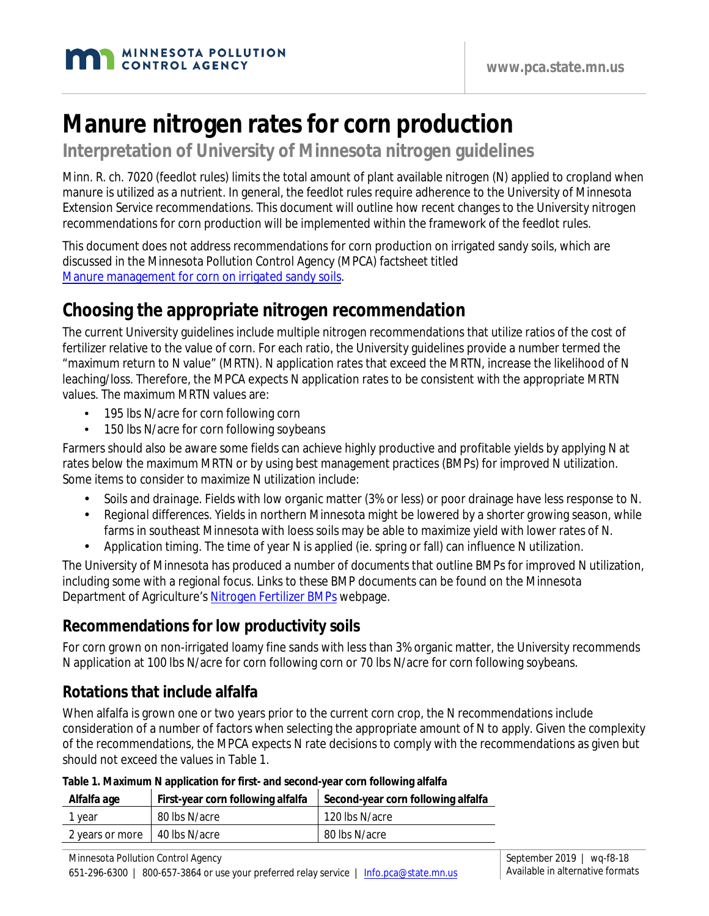# Manure nitrogen rates for corn production

## Interpretation of University of Minnesota nitrogen guidelines

Minn. R. ch. 7020 (feedlot rules) limits the total amount of plant available nitrogen (N) applied to cropland when manure is utilized as a nutrient. In general, the feedlot rules require adherence to the University of Minnesota Extension Service recommendations. This document will outline how recent changes to the University nitrogen recommendations for corn production will be implemented within the framework of the feedlot rules.

This document does not address recommendations for corn production on irrigated sandy soils, which are discussed in the Minnesota Pollution Control Agency (MPCA) factsheet titled [Manure management for corn on irrigated sandy soils](Manure management for corn on irrigated sandy soils).

## Choosing the appropriate nitrogen recommendation

The current University guidelines include multiple nitrogen recommendations that utilize ratios of the cost of fertilizer relative to the value of corn. For each ratio, the University guidelines provide a number termed the "maximum return to N value" (MRTN). N application rates that exceed the MRTN, increase the likelihood of N leaching/loss. Therefore, the MPCA expects N application rates to be consistent with the appropriate MRTN values. The maximum MRTN values are:

- 195 lbs N/acre for corn following corn
- 150 lbs N/acre for corn following soybeans

Farmers should also be aware some fields can achieve highly productive and profitable yields by applying N at rates below the maximum MRTN or by using best management practices (BMPs) for improved N utilization. Some items to consider to maximize N utilization include:

- *Soils and drainage.* Fields with low organic matter (3% or less) or poor drainage have less response to N.
- *Regional differences.* Yields in northern Minnesota might be lowered by a shorter growing season, while farms in southeast Minnesota with loess soils may be able to maximize yield with lower rates of N.
- *Application timing.* The time of year N is applied (ie. spring or fall) can influence N utilization.

The University of Minnesota has produced a number of documents that outline BMPs for improved N utilization, including some with a regional focus. Links to these BMP documents can be found on the Minnesota Department of Agriculture's [Nitrogen Fertilizer BMPs](Nitrogen Fertilizer BMPs) webpage.

### Recommendations for low productivity soils

For corn grown on non-irrigated loamy fine sands with less than 3% organic matter, the University recommends N application at 100 lbs N/acre for corn following corn or 70 lbs N/acre for corn following soybeans.

### Rotations that include alfalfa

When alfalfa is grown one or two years prior to the current corn crop, the N recommendations include consideration of a number of factors when selecting the appropriate amount of N to apply. Given the complexity of the recommendations, the MPCA expects N rate decisions to comply with the recommendations as given but should not exceed the values in Table 1.

**Table 1. Maximum N application for first- and second-year corn following alfalfa**

| Alfalfa age | First-year corn following alfalfa | Second-year corn following alfalfa |
|---|---|---|
| 1 year | 80 lbs N/acre | 120 lbs N/acre |
| 2 years or more | 40 lbs N/acre | 80 lbs N/acre |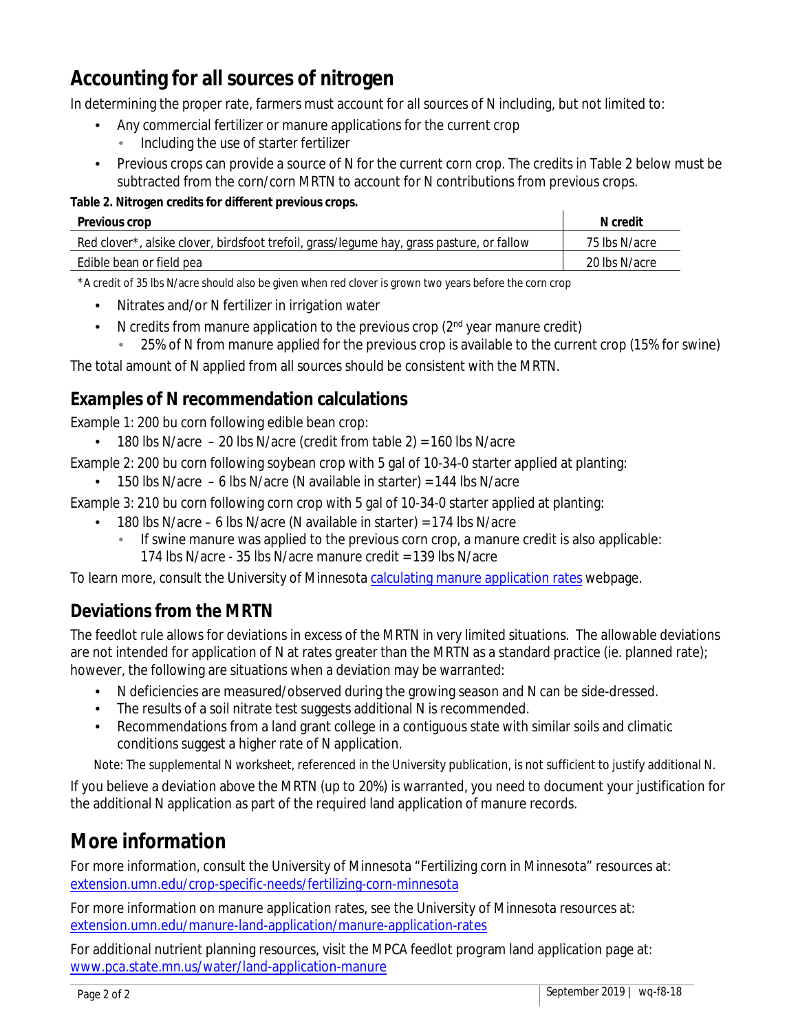# Accounting for all sources of nitrogen

In determining the proper rate, farmers must account for all sources of N including, but not limited to:

- Any commercial fertilizer or manure applications for the current crop
  - Including the use of starter fertilizer
- Previous crops can provide a source of N for the current corn crop. The credits in Table 2 below must be subtracted from the corn/corn MRTN to account for N contributions from previous crops.

**Table 2. Nitrogen credits for different previous crops.**

| Previous crop | N credit |
|---|---|
| Red clover*, alsike clover, birdsfoot trefoil, grass/legume hay, grass pasture, or fallow | 75 lbs N/acre |
| Edible bean or field pea | 20 lbs N/acre |

*A credit of 35 lbs N/acre should also be given when red clover is grown two years before the corn crop

- Nitrates and/or N fertilizer in irrigation water
- N credits from manure application to the previous crop (2nd year manure credit)
  - 25% of N from manure applied for the previous crop is available to the current crop (15% for swine)

The total amount of N applied from all sources should be consistent with the MRTN.

## Examples of N recommendation calculations

Example 1: 200 bu corn following edible bean crop:

- 180 lbs N/acre – 20 lbs N/acre (credit from table 2) = 160 lbs N/acre

Example 2: 200 bu corn following soybean crop with 5 gal of 10-34-0 starter applied at planting:

- 150 lbs N/acre – 6 lbs N/acre (N available in starter) = 144 lbs N/acre

Example 3: 210 bu corn following corn crop with 5 gal of 10-34-0 starter applied at planting:

- 180 lbs N/acre – 6 lbs N/acre (N available in starter) = 174 lbs N/acre
  - If swine manure was applied to the previous corn crop, a manure credit is also applicable: 174 lbs N/acre - 35 lbs N/acre manure credit = 139 lbs N/acre

To learn more, consult the University of Minnesota calculating manure application rates webpage.

## Deviations from the MRTN

The feedlot rule allows for deviations in excess of the MRTN in very limited situations. The allowable deviations are not intended for application of N at rates greater than the MRTN as a standard practice (ie. planned rate); however, the following are situations when a deviation may be warranted:

- N deficiencies are measured/observed during the growing season and N can be side-dressed.
- The results of a soil nitrate test suggests additional N is recommended.
- Recommendations from a land grant college in a contiguous state with similar soils and climatic conditions suggest a higher rate of N application.

Note: The supplemental N worksheet, referenced in the University publication, is not sufficient to justify additional N.

If you believe a deviation above the MRTN (up to 20%) is warranted, you need to document your justification for the additional N application as part of the required land application of manure records.

# More information

For more information, consult the University of Minnesota "Fertilizing corn in Minnesota" resources at: extension.umn.edu/crop-specific-needs/fertilizing-corn-minnesota

For more information on manure application rates, see the University of Minnesota resources at: extension.umn.edu/manure-land-application/manure-application-rates

For additional nutrient planning resources, visit the MPCA feedlot program land application page at: www.pca.state.mn.us/water/land-application-manure